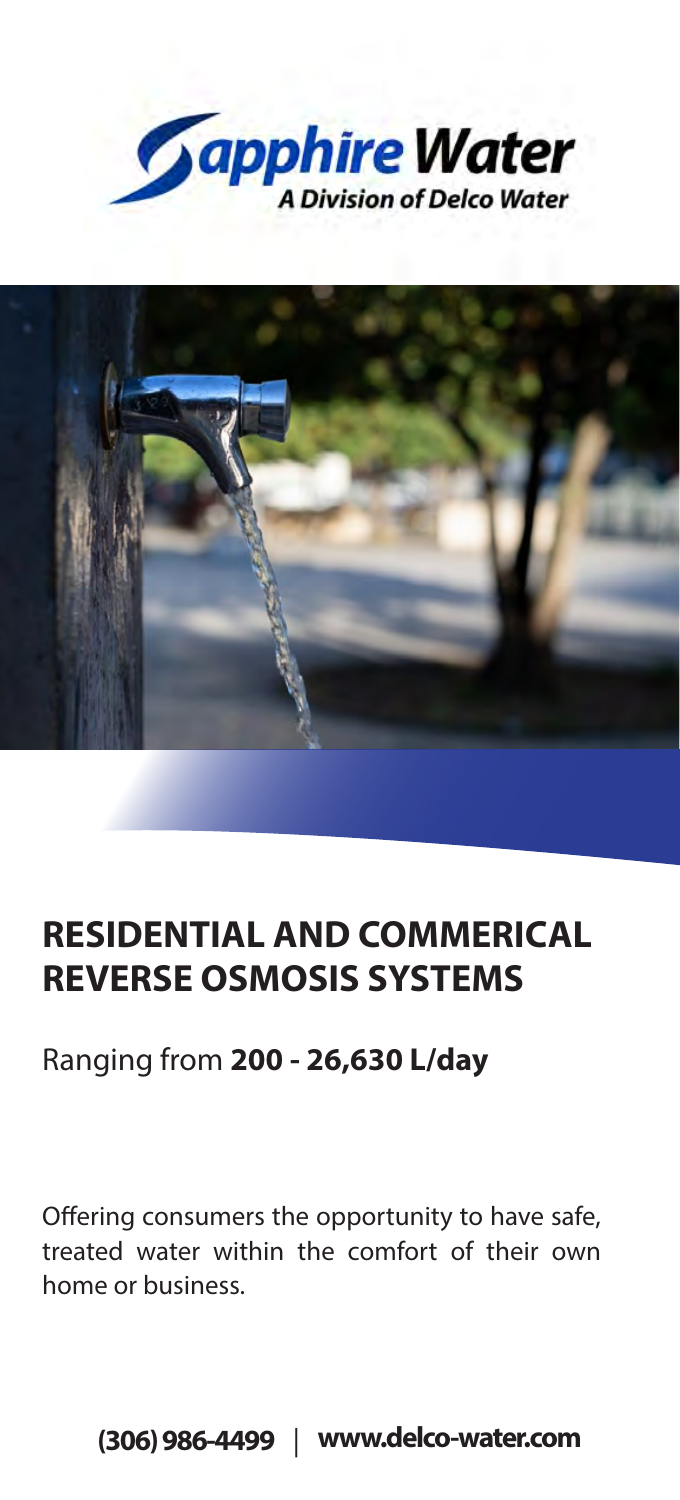**Sapphire Water**
*A Division of Delco Water*

# RESIDENTIAL AND COMMERICAL REVERSE OSMOSIS SYSTEMS

Ranging from **200 - 26,630 L/day**

Offering consumers the opportunity to have safe, treated water within the comfort of their own home or business.

**(306) 986-4499** | **www.delco-water.com**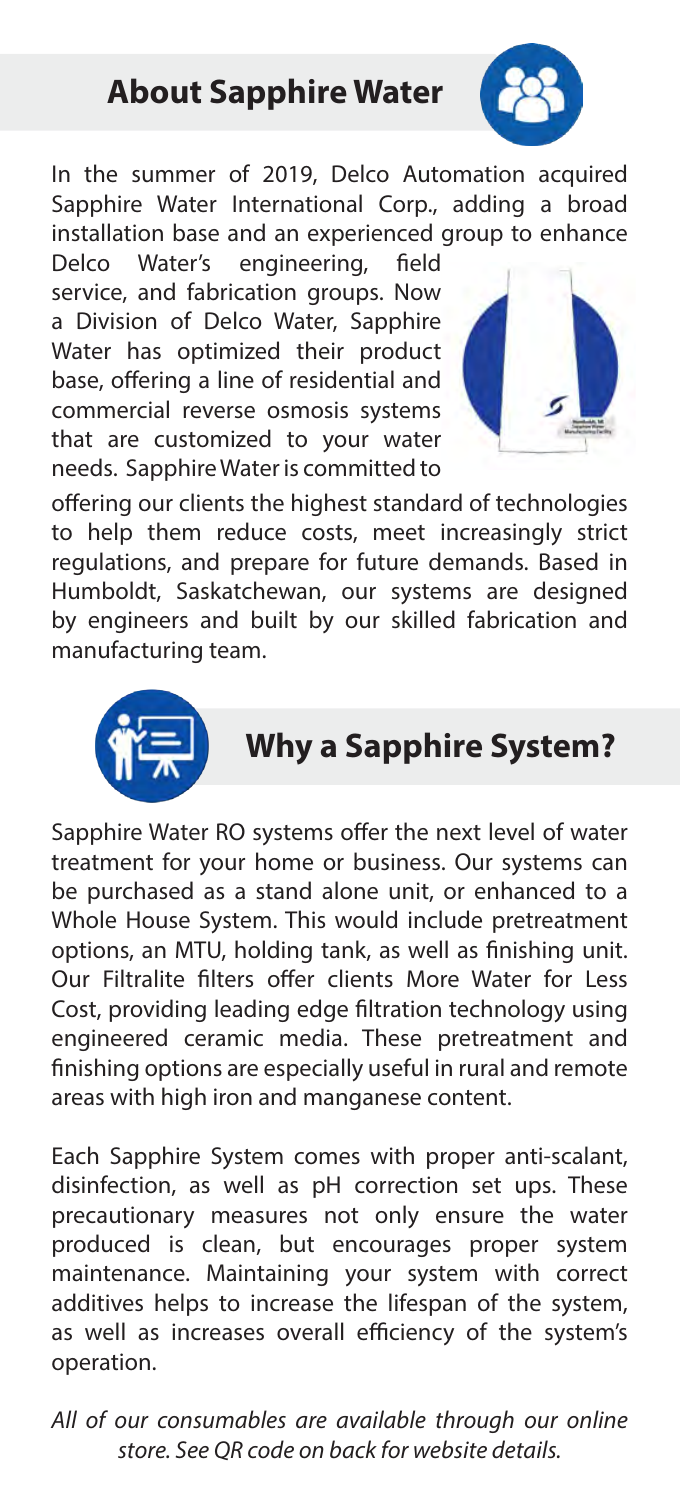## About Sapphire Water

In the summer of 2019, Delco Automation acquired Sapphire Water International Corp., adding a broad installation base and an experienced group to enhance Delco Water's engineering, field service, and fabrication groups. Now a Division of Delco Water, Sapphire Water has optimized their product base, offering a line of residential and commercial reverse osmosis systems that are customized to your water needs. Sapphire Water is committed to offering our clients the highest standard of technologies to help them reduce costs, meet increasingly strict regulations, and prepare for future demands. Based in Humboldt, Saskatchewan, our systems are designed by engineers and built by our skilled fabrication and manufacturing team.

## Why a Sapphire System?

Sapphire Water RO systems offer the next level of water treatment for your home or business. Our systems can be purchased as a stand alone unit, or enhanced to a Whole House System. This would include pretreatment options, an MTU, holding tank, as well as finishing unit. Our Filtralite filters offer clients More Water for Less Cost, providing leading edge filtration technology using engineered ceramic media. These pretreatment and finishing options are especially useful in rural and remote areas with high iron and manganese content.

Each Sapphire System comes with proper anti-scalant, disinfection, as well as pH correction set ups. These precautionary measures not only ensure the water produced is clean, but encourages proper system maintenance. Maintaining your system with correct additives helps to increase the lifespan of the system, as well as increases overall efficiency of the system's operation.

*All of our consumables are available through our online store. See QR code on back for website details.*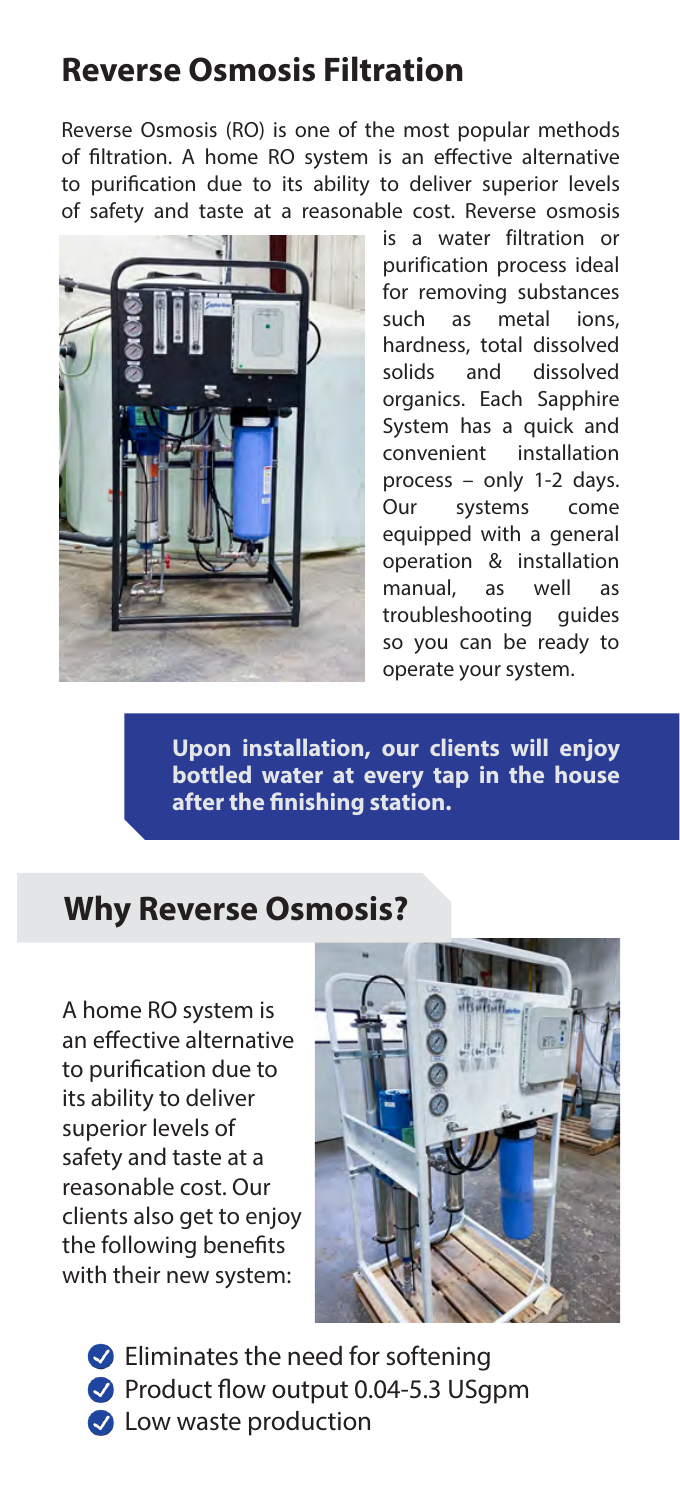## Reverse Osmosis Filtration

Reverse Osmosis (RO) is one of the most popular methods of filtration. A home RO system is an effective alternative to purification due to its ability to deliver superior levels of safety and taste at a reasonable cost. Reverse osmosis is a water filtration or purification process ideal for removing substances such as metal ions, hardness, total dissolved solids and dissolved organics. Each Sapphire System has a quick and convenient installation process – only 1-2 days. Our systems come equipped with a general operation & installation manual, as well as troubleshooting guides so you can be ready to operate your system.

**Upon installation, our clients will enjoy bottled water at every tap in the house after the finishing station.**

## Why Reverse Osmosis?

A home RO system is an effective alternative to purification due to its ability to deliver superior levels of safety and taste at a reasonable cost. Our clients also get to enjoy the following benefits with their new system:

- Eliminates the need for softening
- Product flow output 0.04-5.3 USgpm
- Low waste production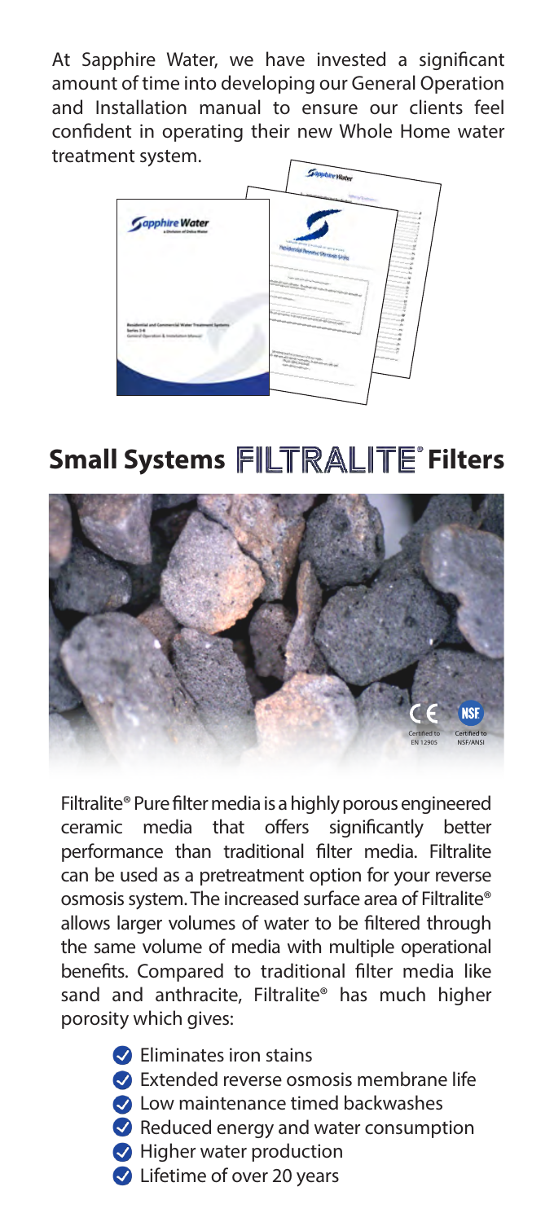At Sapphire Water, we have invested a significant amount of time into developing our General Operation and Installation manual to ensure our clients feel confident in operating their new Whole Home water treatment system.

## Small Systems FILTRALITE® Filters

Certified to EN 12905

Certified to NSF/ANSI

Filtralite® Pure filter media is a highly porous engineered ceramic media that offers significantly better performance than traditional filter media. Filtralite can be used as a pretreatment option for your reverse osmosis system. The increased surface area of Filtralite® allows larger volumes of water to be filtered through the same volume of media with multiple operational benefits. Compared to traditional filter media like sand and anthracite, Filtralite® has much higher porosity which gives:

- Eliminates iron stains
- Extended reverse osmosis membrane life
- Low maintenance timed backwashes
- Reduced energy and water consumption
- Higher water production
- Lifetime of over 20 years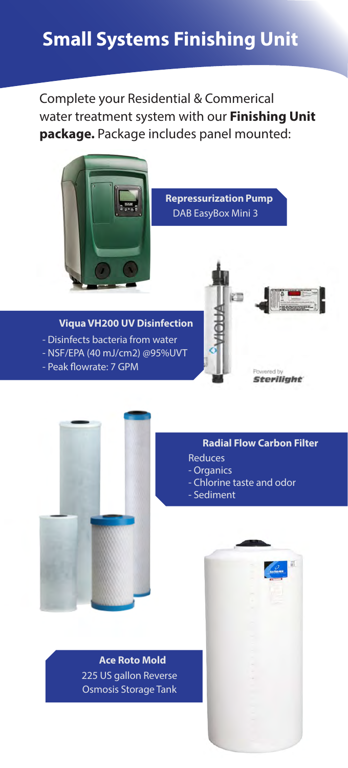# Small Systems Finishing Unit

Complete your Residential & Commerical water treatment system with our **Finishing Unit package.** Package includes panel mounted:

**Repressurization Pump**
DAB EasyBox Mini 3

**Viqua VH200 UV Disinfection**

- Disinfects bacteria from water
- NSF/EPA (40 mJ/cm2) @95%UVT
- Peak flowrate: 7 GPM

Powered by *Sterilight*

**Radial Flow Carbon Filter**

Reduces

- Organics
- Chlorine taste and odor
- Sediment

**Ace Roto Mold**
225 US gallon Reverse Osmosis Storage Tank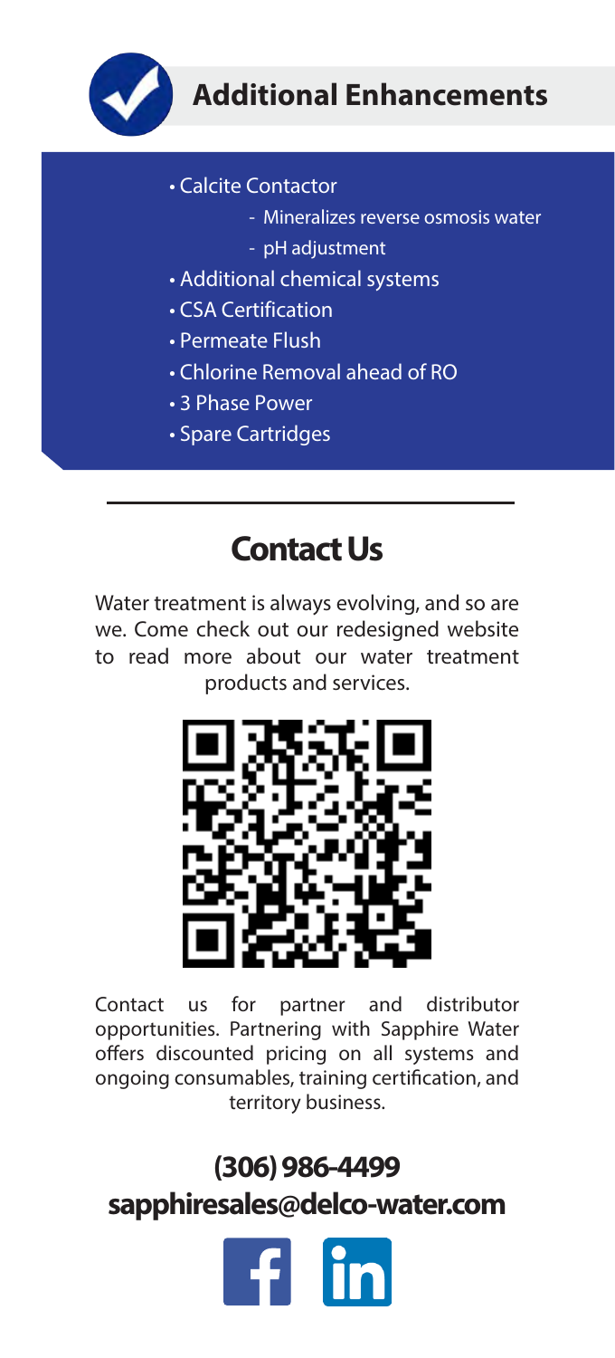## Additional Enhancements

- Calcite Contactor
  - Mineralizes reverse osmosis water
  - pH adjustment
- Additional chemical systems
- CSA Certification
- Permeate Flush
- Chlorine Removal ahead of RO
- 3 Phase Power
- Spare Cartridges

## Contact Us

Water treatment is always evolving, and so are we. Come check out our redesigned website to read more about our water treatment products and services.

Contact us for partner and distributor opportunities. Partnering with Sapphire Water offers discounted pricing on all systems and ongoing consumables, training certification, and territory business.

**(306) 986-4499**

**sapphiresales@delco-water.com**